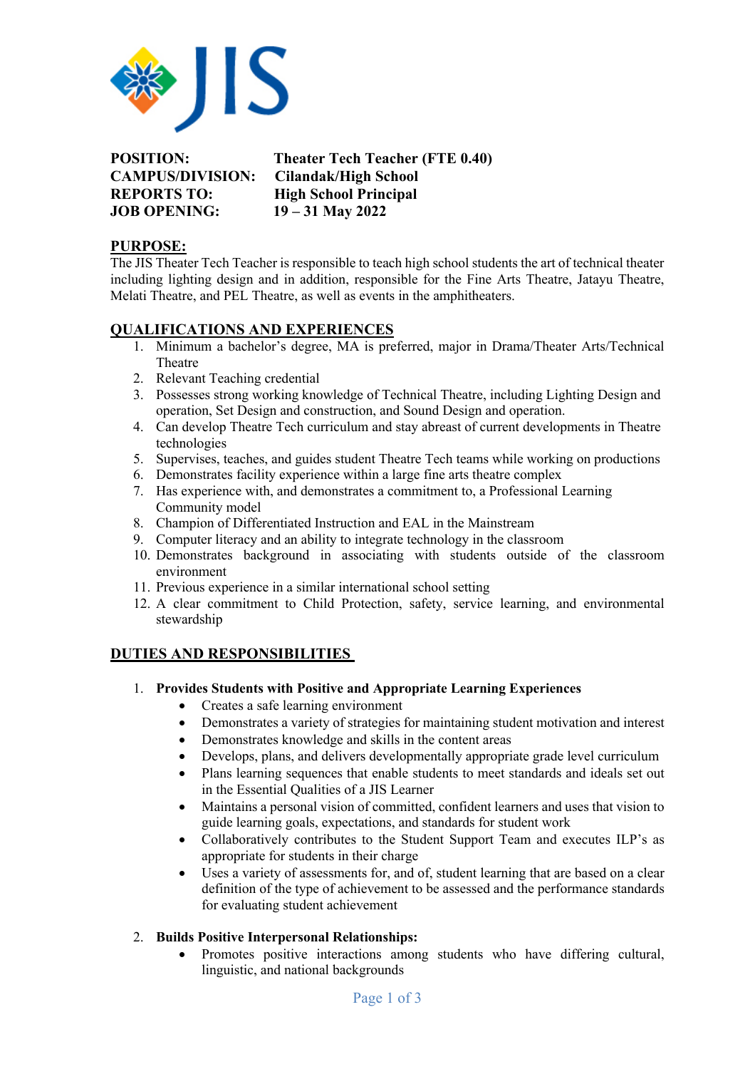JIS

**POSITION:** Theater Tech Teacher (FTE 0.40)
**CAMPUS/DIVISION:** Cilandak/High School
**REPORTS TO:** High School Principal
**JOB OPENING:** 19 – 31 May 2022

## PURPOSE:

The JIS Theater Tech Teacher is responsible to teach high school students the art of technical theater including lighting design and in addition, responsible for the Fine Arts Theatre, Jatayu Theatre, Melati Theatre, and PEL Theatre, as well as events in the amphitheaters.

## QUALIFICATIONS AND EXPERIENCES

1. Minimum a bachelor's degree, MA is preferred, major in Drama/Theater Arts/Technical Theatre
2. Relevant Teaching credential
3. Possesses strong working knowledge of Technical Theatre, including Lighting Design and operation, Set Design and construction, and Sound Design and operation.
4. Can develop Theatre Tech curriculum and stay abreast of current developments in Theatre technologies
5. Supervises, teaches, and guides student Theatre Tech teams while working on productions
6. Demonstrates facility experience within a large fine arts theatre complex
7. Has experience with, and demonstrates a commitment to, a Professional Learning Community model
8. Champion of Differentiated Instruction and EAL in the Mainstream
9. Computer literacy and an ability to integrate technology in the classroom
10. Demonstrates background in associating with students outside of the classroom environment
11. Previous experience in a similar international school setting
12. A clear commitment to Child Protection, safety, service learning, and environmental stewardship

## DUTIES AND RESPONSIBILITIES

1. **Provides Students with Positive and Appropriate Learning Experiences**
   - Creates a safe learning environment
   - Demonstrates a variety of strategies for maintaining student motivation and interest
   - Demonstrates knowledge and skills in the content areas
   - Develops, plans, and delivers developmentally appropriate grade level curriculum
   - Plans learning sequences that enable students to meet standards and ideals set out in the Essential Qualities of a JIS Learner
   - Maintains a personal vision of committed, confident learners and uses that vision to guide learning goals, expectations, and standards for student work
   - Collaboratively contributes to the Student Support Team and executes ILP's as appropriate for students in their charge
   - Uses a variety of assessments for, and of, student learning that are based on a clear definition of the type of achievement to be assessed and the performance standards for evaluating student achievement

2. **Builds Positive Interpersonal Relationships:**
   - Promotes positive interactions among students who have differing cultural, linguistic, and national backgrounds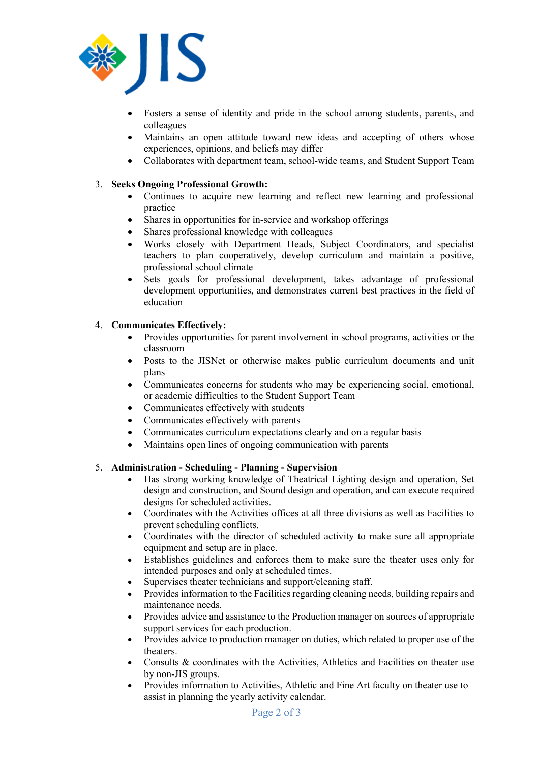- Fosters a sense of identity and pride in the school among students, parents, and colleagues
- Maintains an open attitude toward new ideas and accepting of others whose experiences, opinions, and beliefs may differ
- Collaborates with department team, school-wide teams, and Student Support Team

3. **Seeks Ongoing Professional Growth:**
   - Continues to acquire new learning and reflect new learning and professional practice
   - Shares in opportunities for in-service and workshop offerings
   - Shares professional knowledge with colleagues
   - Works closely with Department Heads, Subject Coordinators, and specialist teachers to plan cooperatively, develop curriculum and maintain a positive, professional school climate
   - Sets goals for professional development, takes advantage of professional development opportunities, and demonstrates current best practices in the field of education

4. **Communicates Effectively:**
   - Provides opportunities for parent involvement in school programs, activities or the classroom
   - Posts to the JISNet or otherwise makes public curriculum documents and unit plans
   - Communicates concerns for students who may be experiencing social, emotional, or academic difficulties to the Student Support Team
   - Communicates effectively with students
   - Communicates effectively with parents
   - Communicates curriculum expectations clearly and on a regular basis
   - Maintains open lines of ongoing communication with parents

5. **Administration - Scheduling - Planning - Supervision**
   - Has strong working knowledge of Theatrical Lighting design and operation, Set design and construction, and Sound design and operation, and can execute required designs for scheduled activities.
   - Coordinates with the Activities offices at all three divisions as well as Facilities to prevent scheduling conflicts.
   - Coordinates with the director of scheduled activity to make sure all appropriate equipment and setup are in place.
   - Establishes guidelines and enforces them to make sure the theater uses only for intended purposes and only at scheduled times.
   - Supervises theater technicians and support/cleaning staff.
   - Provides information to the Facilities regarding cleaning needs, building repairs and maintenance needs.
   - Provides advice and assistance to the Production manager on sources of appropriate support services for each production.
   - Provides advice to production manager on duties, which related to proper use of the theaters.
   - Consults & coordinates with the Activities, Athletics and Facilities on theater use by non-JIS groups.
   - Provides information to Activities, Athletic and Fine Art faculty on theater use to assist in planning the yearly activity calendar.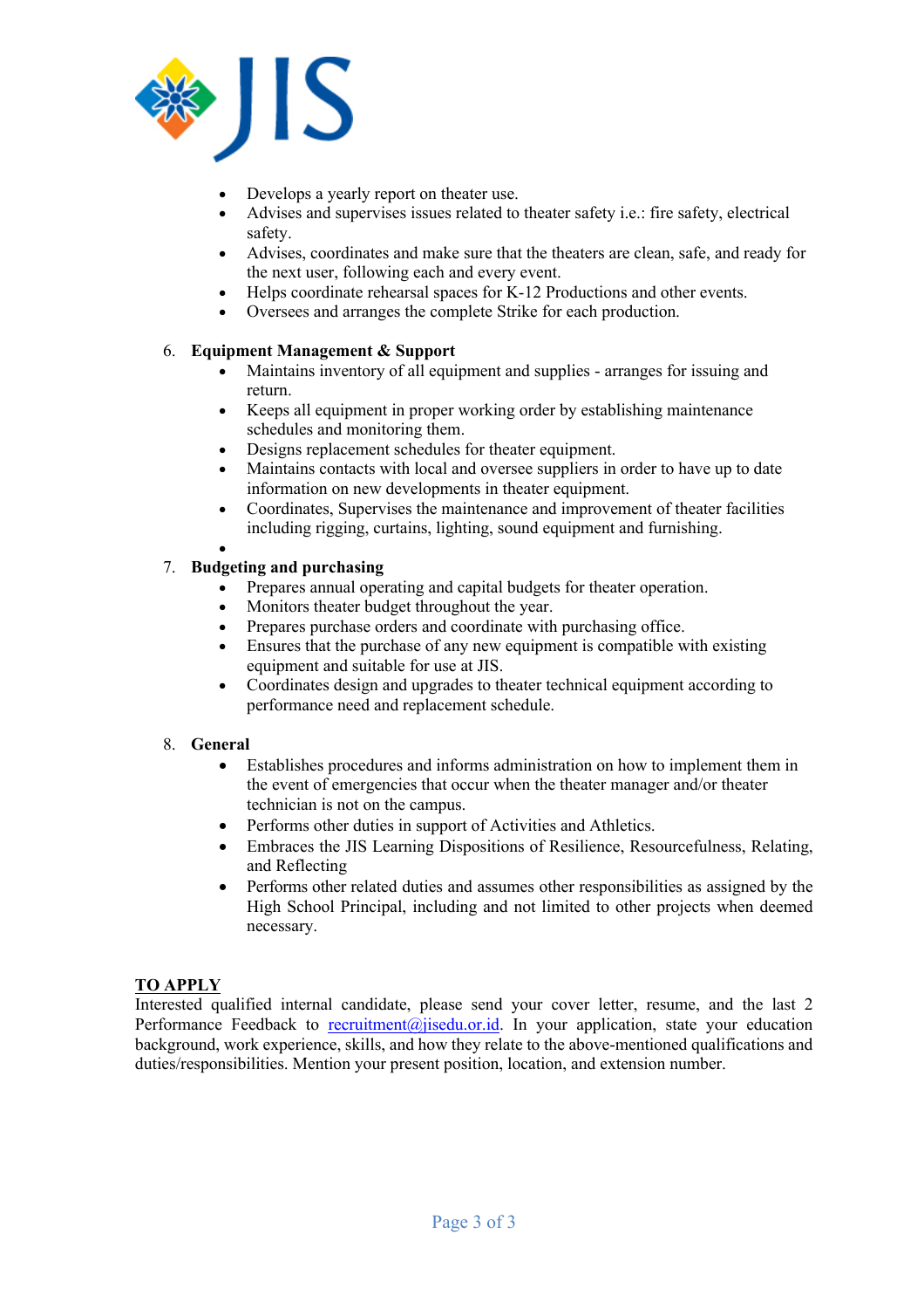- Develops a yearly report on theater use.
- Advises and supervises issues related to theater safety i.e.: fire safety, electrical safety.
- Advises, coordinates and make sure that the theaters are clean, safe, and ready for the next user, following each and every event.
- Helps coordinate rehearsal spaces for K-12 Productions and other events.
- Oversees and arranges the complete Strike for each production.

6. **Equipment Management & Support**
   - Maintains inventory of all equipment and supplies - arranges for issuing and return.
   - Keeps all equipment in proper working order by establishing maintenance schedules and monitoring them.
   - Designs replacement schedules for theater equipment.
   - Maintains contacts with local and oversee suppliers in order to have up to date information on new developments in theater equipment.
   - Coordinates, Supervises the maintenance and improvement of theater facilities including rigging, curtains, lighting, sound equipment and furnishing.

7. **Budgeting and purchasing**
   - Prepares annual operating and capital budgets for theater operation.
   - Monitors theater budget throughout the year.
   - Prepares purchase orders and coordinate with purchasing office.
   - Ensures that the purchase of any new equipment is compatible with existing equipment and suitable for use at JIS.
   - Coordinates design and upgrades to theater technical equipment according to performance need and replacement schedule.

8. **General**
   - Establishes procedures and informs administration on how to implement them in the event of emergencies that occur when the theater manager and/or theater technician is not on the campus.
   - Performs other duties in support of Activities and Athletics.
   - Embraces the JIS Learning Dispositions of Resilience, Resourcefulness, Relating, and Reflecting
   - Performs other related duties and assumes other responsibilities as assigned by the High School Principal, including and not limited to other projects when deemed necessary.

**TO APPLY**

Interested qualified internal candidate, please send your cover letter, resume, and the last 2 Performance Feedback to recruitment@jisedu.or.id. In your application, state your education background, work experience, skills, and how they relate to the above-mentioned qualifications and duties/responsibilities. Mention your present position, location, and extension number.